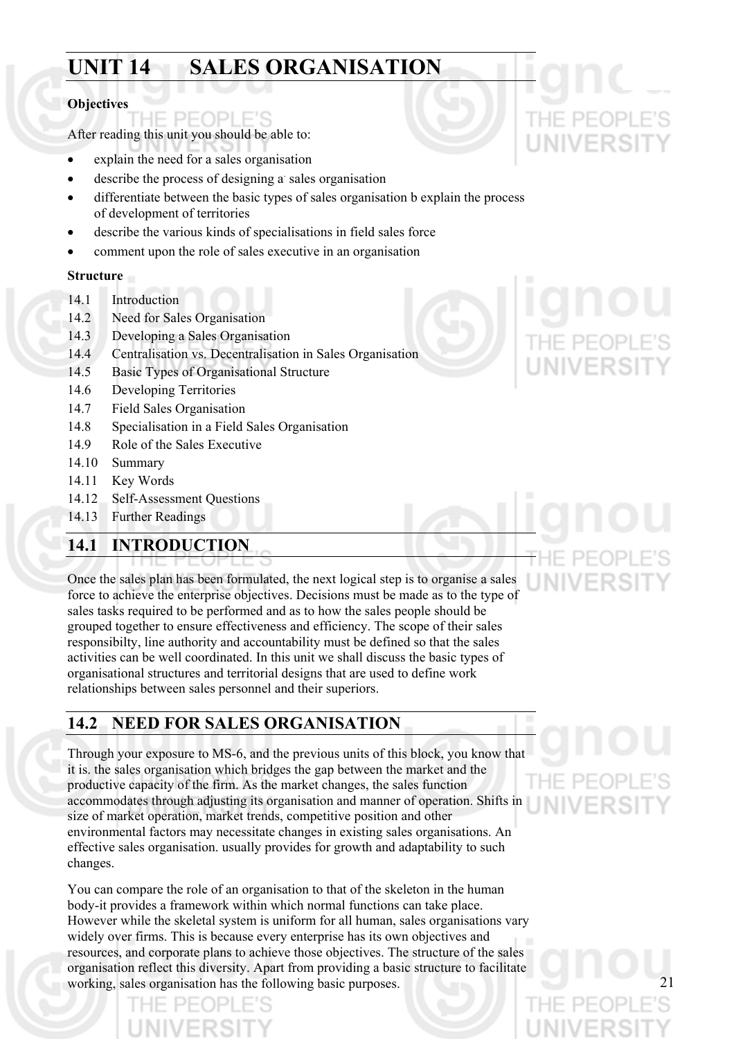# UNIT 14 SALES ORGANISATION

**Objectives**

After reading this unit you should be able to:

- explain the need for a sales organisation
- describe the process of designing a sales organisation
- differentiate between the basic types of sales organisation b explain the process of development of territories
- describe the various kinds of specialisations in field sales force
- comment upon the role of sales executive in an organisation

**Structure**

14.1 Introduction
14.2 Need for Sales Organisation
14.3 Developing a Sales Organisation
14.4 Centralisation vs. Decentralisation in Sales Organisation
14.5 Basic Types of Organisational Structure
14.6 Developing Territories
14.7 Field Sales Organisation
14.8 Specialisation in a Field Sales Organisation
14.9 Role of the Sales Executive
14.10 Summary
14.11 Key Words
14.12 Self-Assessment Questions
14.13 Further Readings

## 14.1 INTRODUCTION

Once the sales plan has been formulated, the next logical step is to organise a sales force to achieve the enterprise objectives. Decisions must be made as to the type of sales tasks required to be performed and as to how the sales people should be grouped together to ensure effectiveness and efficiency. The scope of their sales responsibilty, line authority and accountability must be defined so that the sales activities can be well coordinated. In this unit we shall discuss the basic types of organisational structures and territorial designs that are used to define work relationships between sales personnel and their superiors.

## 14.2 NEED FOR SALES ORGANISATION

Through your exposure to MS-6, and the previous units of this block, you know that it is. the sales organisation which bridges the gap between the market and the productive capacity of the firm. As the market changes, the sales function accommodates through adjusting its organisation and manner of operation. Shifts in size of market operation, market trends, competitive position and other environmental factors may necessitate changes in existing sales organisations. An effective sales organisation. usually provides for growth and adaptability to such changes.

You can compare the role of an organisation to that of the skeleton in the human body-it provides a framework within which normal functions can take place. However while the skeletal system is uniform for all human, sales organisations vary widely over firms. This is because every enterprise has its own objectives and resources, and corporate plans to achieve those objectives. The structure of the sales organisation reflect this diversity. Apart from providing a basic structure to facilitate working, sales organisation has the following basic purposes.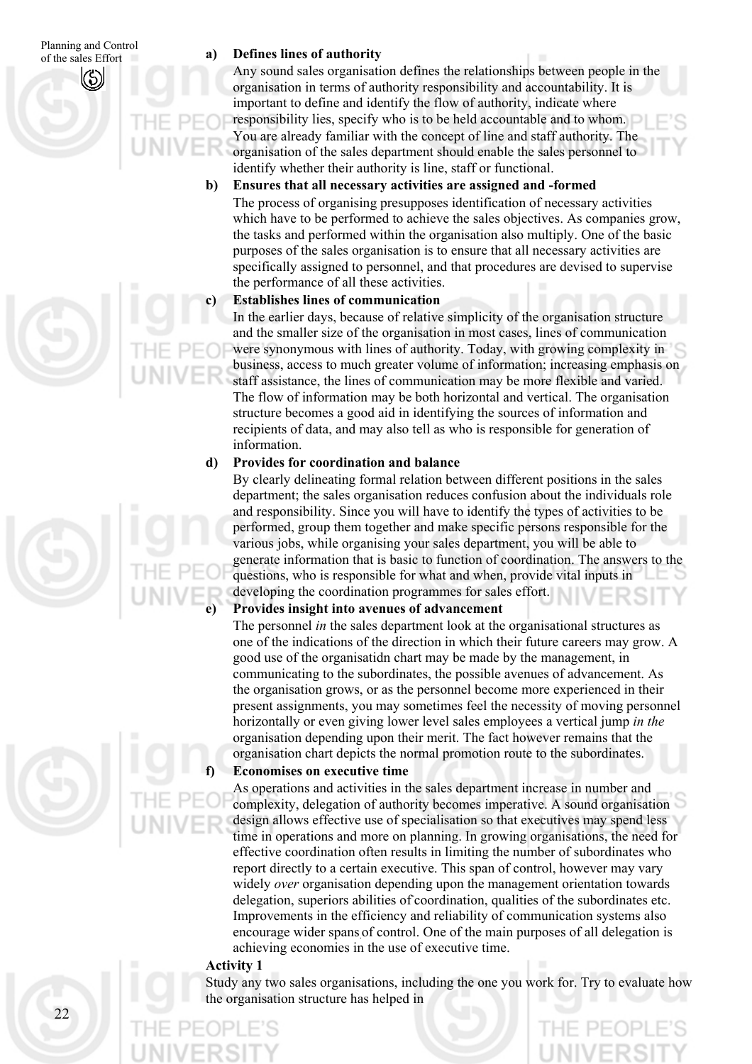**a) Defines lines of authority**

Any sound sales organisation defines the relationships between people in the organisation in terms of authority responsibility and accountability. It is important to define and identify the flow of authority, indicate where responsibility lies, specify who is to be held accountable and to whom. You are already familiar with the concept of line and staff authority. The organisation of the sales department should enable the sales personnel to identify whether their authority is line, staff or functional.

**b) Ensures that all necessary activities are assigned and -formed**

The process of organising presupposes identification of necessary activities which have to be performed to achieve the sales objectives. As companies grow, the tasks and performed within the organisation also multiply. One of the basic purposes of the sales organisation is to ensure that all necessary activities are specifically assigned to personnel, and that procedures are devised to supervise the performance of all these activities.

**c) Establishes lines of communication**

In the earlier days, because of relative simplicity of the organisation structure and the smaller size of the organisation in most cases, lines of communication were synonymous with lines of authority. Today, with growing complexity in business, access to much greater volume of information; increasing emphasis on staff assistance, the lines of communication may be more flexible and varied. The flow of information may be both horizontal and vertical. The organisation structure becomes a good aid in identifying the sources of information and recipients of data, and may also tell as who is responsible for generation of information.

**d) Provides for coordination and balance**

By clearly delineating formal relation between different positions in the sales department; the sales organisation reduces confusion about the individuals role and responsibility. Since you will have to identify the types of activities to be performed, group them together and make specific persons responsible for the various jobs, while organising your sales department, you will be able to generate information that is basic to function of coordination. The answers to the questions, who is responsible for what and when, provide vital inputs in developing the coordination programmes for sales effort.

**e) Provides insight into avenues of advancement**

The personnel *in* the sales department look at the organisational structures as one of the indications of the direction in which their future careers may grow. A good use of the organisatidn chart may be made by the management, in communicating to the subordinates, the possible avenues of advancement. As the organisation grows, or as the personnel become more experienced in their present assignments, you may sometimes feel the necessity of moving personnel horizontally or even giving lower level sales employees a vertical jump *in the* organisation depending upon their merit. The fact however remains that the organisation chart depicts the normal promotion route to the subordinates.

**f) Economises on executive time**

As operations and activities in the sales department increase in number and complexity, delegation of authority becomes imperative. A sound organisation design allows effective use of specialisation so that executives may spend less time in operations and more on planning. In growing organisations, the need for effective coordination often results in limiting the number of subordinates who report directly to a certain executive. This span of control, however may vary widely *over* organisation depending upon the management orientation towards delegation, superiors abilities of coordination, qualities of the subordinates etc. Improvements in the efficiency and reliability of communication systems also encourage wider spans of control. One of the main purposes of all delegation is achieving economies in the use of executive time.

**Activity 1**

Study any two sales organisations, including the one you work for. Try to evaluate how the organisation structure has helped in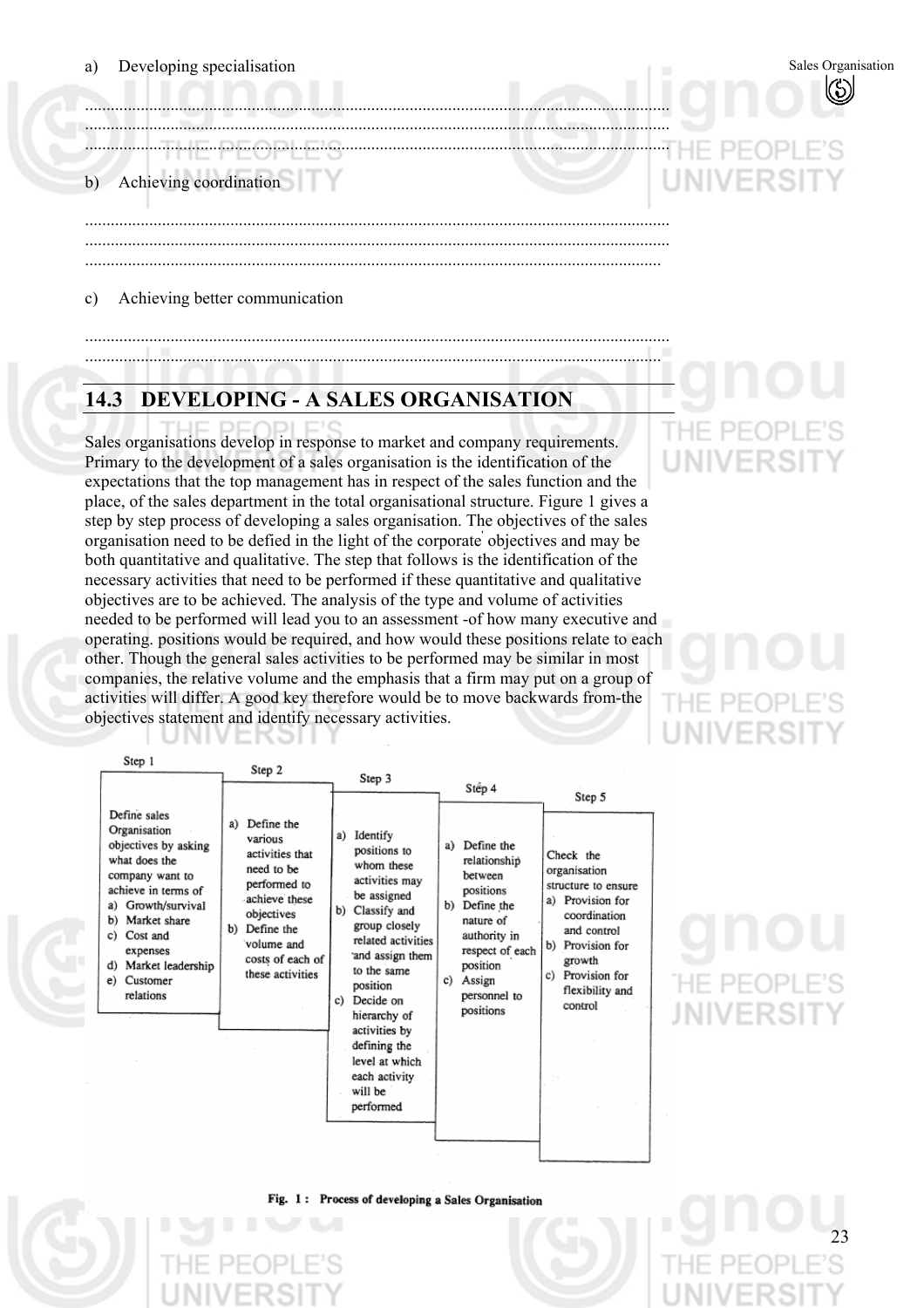a) Developing specialisation

.......................................................................................................................................
.......................................................................................................................................
.......................................................................................................................................

b) Achieving coordination

.......................................................................................................................................
.......................................................................................................................................
.......................................................................................................................................

c) Achieving better communication

.......................................................................................................................................
.......................................................................................................................................

## 14.3 DEVELOPING - A SALES ORGANISATION

Sales organisations develop in response to market and company requirements. Primary to the development of a sales organisation is the identification of the expectations that the top management has in respect of the sales function and the place, of the sales department in the total organisational structure. Figure 1 gives a step by step process of developing a sales organisation. The objectives of the sales organisation need to be defied in the light of the corporate objectives and may be both quantitative and qualitative. The step that follows is the identification of the necessary activities that need to be performed if these quantitative and qualitative objectives are to be achieved. The analysis of the type and volume of activities needed to be performed will lead you to an assessment -of how many executive and operating. positions would be required, and how would these positions relate to each other. Though the general sales activities to be performed may be similar in most companies, the relative volume and the emphasis that a firm may put on a group of activities will differ. A good key therefore would be to move backwards from-the objectives statement and identify necessary activities.

| Step 1 | Step 2 | Step 3 | Step 4 | Step 5 |
|---|---|---|---|---|
| Define sales Organisation objectives by asking what does the company want to achieve in terms of<br>a) Growth/survival<br>b) Market share<br>c) Cost and expenses<br>d) Market leadership<br>e) Customer relations | a) Define the various activities that need to be performed to achieve these objectives<br>b) Define the volume and costs of each of these activities | a) Identify positions to whom these activities may be assigned<br>b) Classify and group closely related activities and assign them to the same position<br>c) Decide on hierarchy of activities by defining the level at which each activity will be performed | a) Define the relationship between positions<br>b) Define the nature of authority in respect of each position<br>c) Assign personnel to positions | Check the organisation structure to ensure<br>a) Provision for coordination and control<br>b) Provision for growth<br>c) Provision for flexibility and control |

**Fig. 1 : Process of developing a Sales Organisation**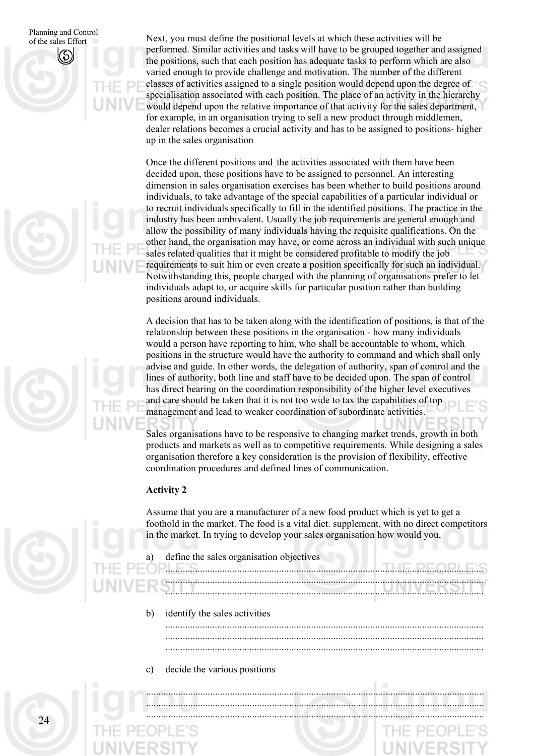Next, you must define the positional levels at which these activities will be performed. Similar activities and tasks will have to be grouped together and assigned the positions, such that each position has adequate tasks to perform which are also varied enough to provide challenge and motivation. The number of the different classes of activities assigned to a single position would depend upon the degree of specialisation associated with each position. The place of an activity in the hierarchy would depend upon the relative importance of that activity for the sales department, for example, in an organisation trying to sell a new product through middlemen, dealer relations becomes a crucial activity and has to be assigned to positions- higher up in the sales organisation

Once the different positions and the activities associated with them have been decided upon, these positions have to be assigned to personnel. An interesting dimension in sales organisation exercises has been whether to build positions around individuals, to take advantage of the special capabilities of a particular individual or to recruit individuals specifically to fill in the identified positions. The practice in the industry has been ambivalent. Usually the job requirements are general enough and allow the possibility of many individuals having the requisite qualifications. On the other hand, the organisation may have, or come across an individual with such unique sales related qualities that it might be considered profitable to modify the job requirements to suit him or even create a position specifically for such an individual. Notwithstanding this, people charged with the planning of organisations prefer to let individuals adapt to, or acquire skills for particular position rather than building positions around individuals.

A decision that has to be taken along with the identification of positions, is that of the relationship between these positions in the organisation - how many individuals would a person have reporting to him, who shall be accountable to whom, which positions in the structure would have the authority to command and which shall only advise and guide. In other words, the delegation of authority, span of control and the lines of authority, both line and staff have to be decided upon. The span of control has direct bearing on the coordination responsibility of the higher level executives and care should be taken that it is not too wide to tax the capabilities of top management and lead to weaker coordination of subordinate activities.

Sales organisations have to be responsive to changing market trends, growth in both products and markets as well as to competitive requirements. While designing a sales organisation therefore a key consideration is the provision of flexibility, effective coordination procedures and defined lines of communication.

**Activity 2**

Assume that you are a manufacturer of a new food product which is yet to get a foothold in the market. The food is a vital diet. supplement, with no direct competitors in the market. In trying to develop your sales organisation how would you,

a) define the sales organisation objectives

..........................................................................................................................
..........................................................................................................................
..........................................................................................................................

b) identify the sales activities

..........................................................................................................................
..........................................................................................................................
..........................................................................................................................

c) decide the various positions

..........................................................................................................................
..........................................................................................................................
..........................................................................................................................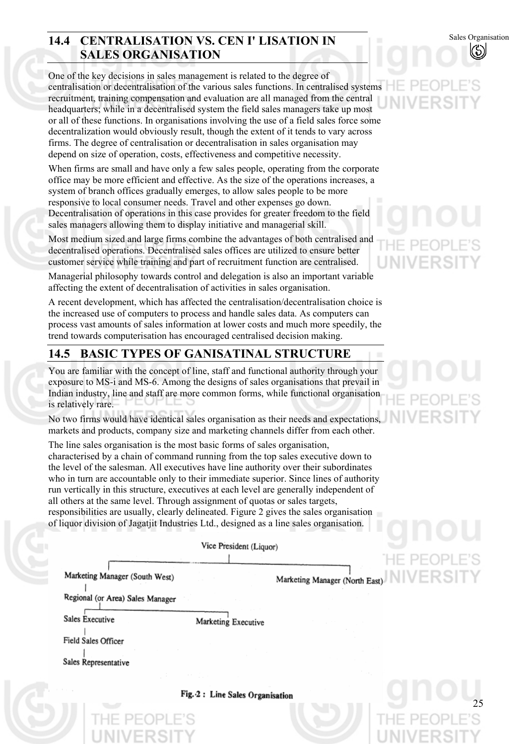## 14.4 CENTRALISATION VS. CEN I' LISATION IN SALES ORGANISATION

One of the key decisions in sales management is related to the degree of centralisation or decentralisation of the various sales functions. In centralised systems recruitment, training compensation and evaluation are all managed from the central headquarters; while in a decentralised system the field sales managers take up most or all of these functions. In organisations involving the use of a field sales force some decentralization would obviously result, though the extent of it tends to vary across firms. The degree of centralisation or decentralisation in sales organisation may depend on size of operation, costs, effectiveness and competitive necessity.

When firms are small and have only a few sales people, operating from the corporate office may be more efficient and effective. As the size of the operations increases, a system of branch offices gradually emerges, to allow sales people to be more responsive to local consumer needs. Travel and other expenses go down. Decentralisation of operations in this case provides for greater freedom to the field sales managers allowing them to display initiative and managerial skill.

Most medium sized and large firms combine the advantages of both centralised and decentralised operations. Decentralised sales offices are utilized to ensure better customer service while training and part of recruitment function are centralised.

Managerial philosophy towards control and delegation is also an important variable affecting the extent of decentralisation of activities in sales organisation.

A recent development, which has affected the centralisation/decentralisation choice is the increased use of computers to process and handle sales data. As computers can process vast amounts of sales information at lower costs and much more speedily, the trend towards computerisation has encouraged centralised decision making.

## 14.5 BASIC TYPES OF GANISATINAL STRUCTURE

You are familiar with the concept of line, staff and functional authority through your exposure to MS-i and MS-6. Among the designs of sales organisations that prevail in Indian industry, line and staff are more common forms, while functional organisation is relatively rare.

No two firms would have identical sales organisation as their needs and expectations, markets and products, company size and marketing channels differ from each other.

The line sales organisation is the most basic forms of sales organisation, characterised by a chain of command running from the top sales executive down to the level of the salesman. All executives have line authority over their subordinates who in turn are accountable only to their immediate superior. Since lines of authority run vertically in this structure, executives at each level are generally independent of all others at the same level. Through assignment of quotas or sales targets, responsibilities are usually, clearly delineated. Figure 2 gives the sales organisation of liquor division of Jagatjit Industries Ltd., designed as a line sales organisation.

```
                         Vice President (Liquor)
                                   |
        ---------------------------------------------------------
        |                                                       |
Marketing Manager (South West)                 Marketing Manager (North East)
        |
Regional (or Area) Sales Manager
        |
   ------------------------------
   |                            |
Sales Executive          Marketing Executive
   |
Field Sales Officer
   |
Sales Representative
```

Fig. 2 : Line Sales Organisation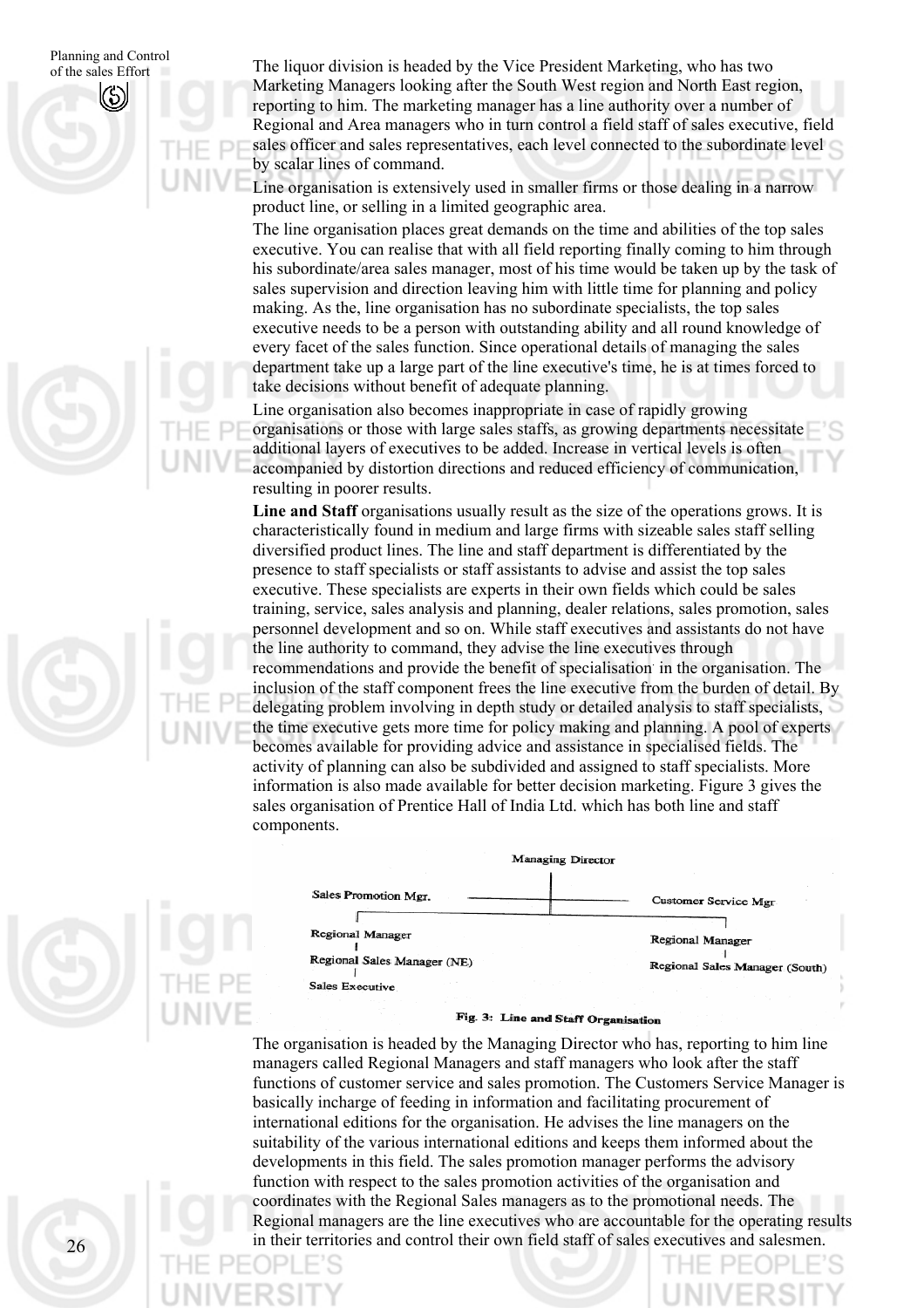The liquor division is headed by the Vice President Marketing, who has two Marketing Managers looking after the South West region and North East region, reporting to him. The marketing manager has a line authority over a number of Regional and Area managers who in turn control a field staff of sales executive, field sales officer and sales representatives, each level connected to the subordinate level by scalar lines of command.

Line organisation is extensively used in smaller firms or those dealing in a narrow product line, or selling in a limited geographic area.

The line organisation places great demands on the time and abilities of the top sales executive. You can realise that with all field reporting finally coming to him through his subordinate/area sales manager, most of his time would be taken up by the task of sales supervision and direction leaving him with little time for planning and policy making. As the, line organisation has no subordinate specialists, the top sales executive needs to be a person with outstanding ability and all round knowledge of every facet of the sales function. Since operational details of managing the sales department take up a large part of the line executive's time, he is at times forced to take decisions without benefit of adequate planning.

Line organisation also becomes inappropriate in case of rapidly growing organisations or those with large sales staffs, as growing departments necessitate additional layers of executives to be added. Increase in vertical levels is often accompanied by distortion directions and reduced efficiency of communication, resulting in poorer results.

**Line and Staff** organisations usually result as the size of the operations grows. It is characteristically found in medium and large firms with sizeable sales staff selling diversified product lines. The line and staff department is differentiated by the presence to staff specialists or staff assistants to advise and assist the top sales executive. These specialists are experts in their own fields which could be sales training, service, sales analysis and planning, dealer relations, sales promotion, sales personnel development and so on. While staff executives and assistants do not have the line authority to command, they advise the line executives through recommendations and provide the benefit of specialisation in the organisation. The inclusion of the staff component frees the line executive from the burden of detail. By delegating problem involving in depth study or detailed analysis to staff specialists, the time executive gets more time for policy making and planning. A pool of experts becomes available for providing advice and assistance in specialised fields. The activity of planning can also be subdivided and assigned to staff specialists. More information is also made available for better decision marketing. Figure 3 gives the sales organisation of Prentice Hall of India Ltd. which has both line and staff components.

```
                          Managing Director
                                 |
Sales Promotion Mgr. ------------+------------ Customer Service Mgr
                                 |
        +------------------------+------------------------+
        |                                                 |
Regional Manager                                  Regional Manager
        |                                                 |
Regional Sales Manager (NE)                       Regional Sales Manager (South)
        |
Sales Executive
```

**Fig. 3: Line and Staff Organisation**

The organisation is headed by the Managing Director who has, reporting to him line managers called Regional Managers and staff managers who look after the staff functions of customer service and sales promotion. The Customers Service Manager is basically incharge of feeding in information and facilitating procurement of international editions for the organisation. He advises the line managers on the suitability of the various international editions and keeps them informed about the developments in this field. The sales promotion manager performs the advisory function with respect to the sales promotion activities of the organisation and coordinates with the Regional Sales managers as to the promotional needs. The Regional managers are the line executives who are accountable for the operating results in their territories and control their own field staff of sales executives and salesmen.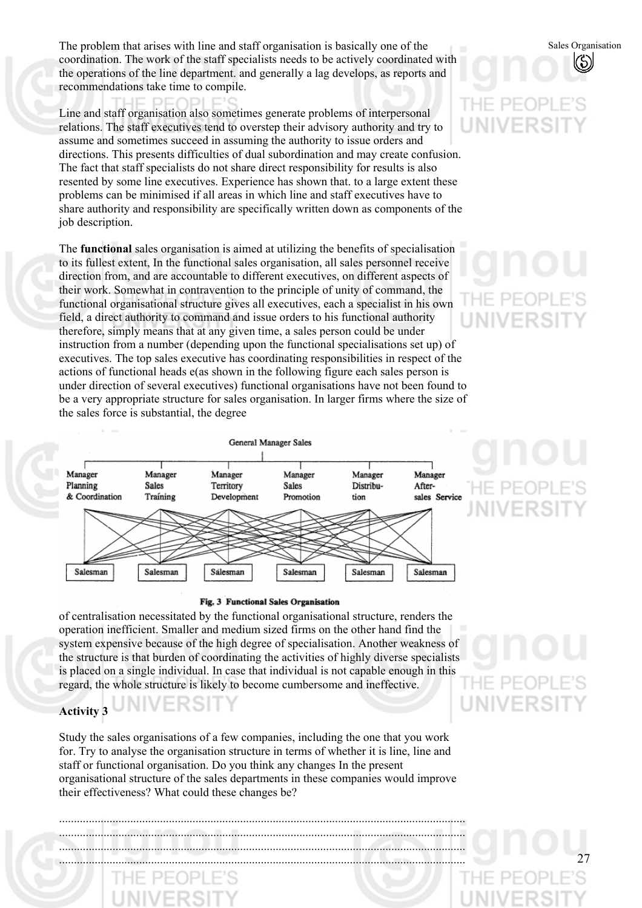The problem that arises with line and staff organisation is basically one of the coordination. The work of the staff specialists needs to be actively coordinated with the operations of the line department. and generally a lag develops, as reports and recommendations take time to compile.

Line and staff organisation also sometimes generate problems of interpersonal relations. The staff executives tend to overstep their advisory authority and try to assume and sometimes succeed in assuming the authority to issue orders and directions. This presents difficulties of dual subordination and may create confusion. The fact that staff specialists do not share direct responsibility for results is also resented by some line executives. Experience has shown that. to a large extent these problems can be minimised if all areas in which line and staff executives have to share authority and responsibility are specifically written down as components of the job description.

The **functional** sales organisation is aimed at utilizing the benefits of specialisation to its fullest extent, In the functional sales organisation, all sales personnel receive direction from, and are accountable to different executives, on different aspects of their work. Somewhat in contravention to the principle of unity of command, the functional organisational structure gives all executives, each a specialist in his own field, a direct authority to command and issue orders to his functional authority therefore, simply means that at any given time, a sales person could be under instruction from a number (depending upon the functional specialisations set up) of executives. The top sales executive has coordinating responsibilities in respect of the actions of functional heads e(as shown in the following figure each sales person is under direction of several executives) functional organisations have not been found to be a very appropriate structure for sales organisation. In larger firms where the size of the sales force is substantial, the degree

General Manager Sales

Manager Planning & Coordination | Manager Sales Training | Manager Territory Development | Manager Sales Promotion | Manager Distribution | Manager After-sales Service

Salesman | Salesman | Salesman | Salesman | Salesman | Salesman

**Fig. 3 Functional Sales Organisation**

of centralisation necessitated by the functional organisational structure, renders the operation inefficient. Smaller and medium sized firms on the other hand find the system expensive because of the high degree of specialisation. Another weakness of the structure is that burden of coordinating the activities of highly diverse specialists is placed on a single individual. In case that individual is not capable enough in this regard, the whole structure is likely to become cumbersome and ineffective.

**Activity 3**

Study the sales organisations of a few companies, including the one that you work for. Try to analyse the organisation structure in terms of whether it is line, line and staff or functional organisation. Do you think any changes In the present organisational structure of the sales departments in these companies would improve their effectiveness? What could these changes be?

......................................................................................................................................
......................................................................................................................................
......................................................................................................................................
......................................................................................................................................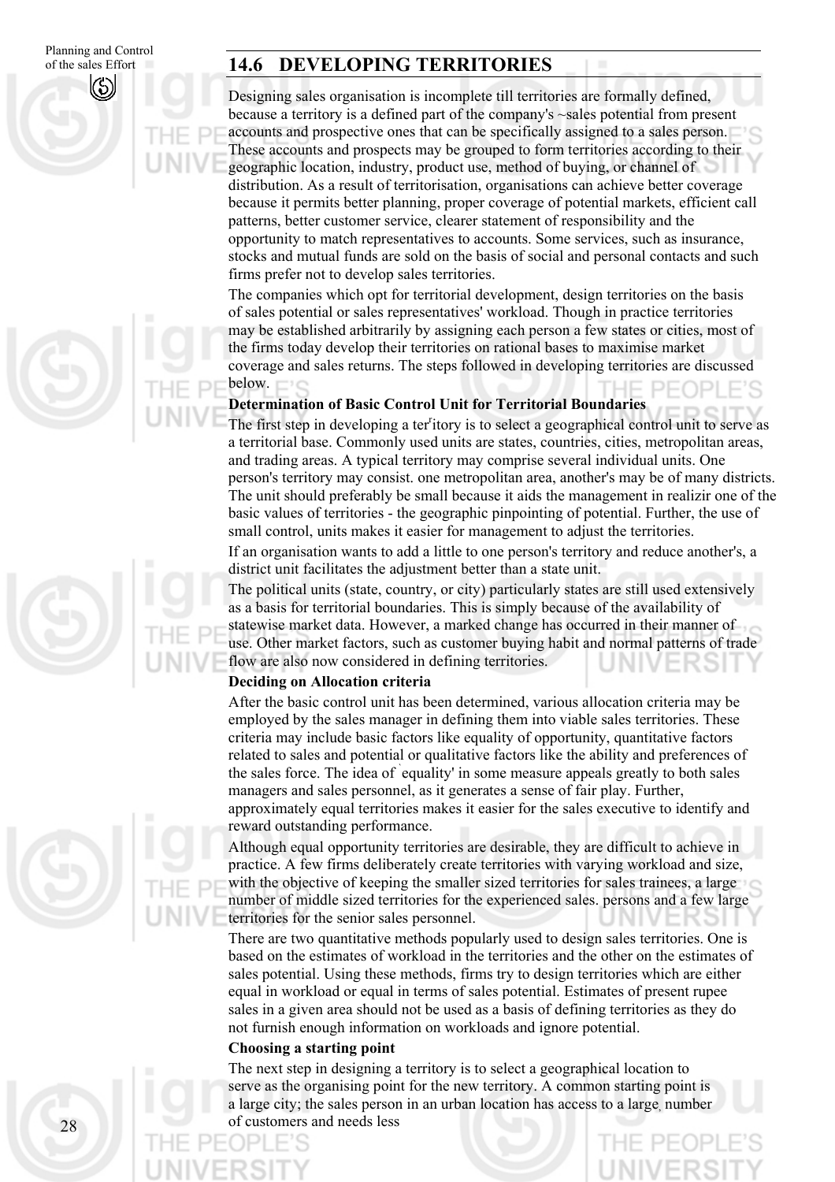## 14.6 DEVELOPING TERRITORIES

Designing sales organisation is incomplete till territories are formally defined, because a territory is a defined part of the company's ~sales potential from present accounts and prospective ones that can be specifically assigned to a sales person. These accounts and prospects may be grouped to form territories according to their geographic location, industry, product use, method of buying, or channel of distribution. As a result of territorisation, organisations can achieve better coverage because it permits better planning, proper coverage of potential markets, efficient call patterns, better customer service, clearer statement of responsibility and the opportunity to match representatives to accounts. Some services, such as insurance, stocks and mutual funds are sold on the basis of social and personal contacts and such firms prefer not to develop sales territories.

The companies which opt for territorial development, design territories on the basis of sales potential or sales representatives' workload. Though in practice territories may be established arbitrarily by assigning each person a few states or cities, most of the firms today develop their territories on rational bases to maximise market coverage and sales returns. The steps followed in developing territories are discussed below.

**Determination of Basic Control Unit for Territorial Boundaries**

The first step in developing a ter'itory is to select a geographical control unit to serve as a territorial base. Commonly used units are states, countries, cities, metropolitan areas, and trading areas. A typical territory may comprise several individual units. One person's territory may consist. one metropolitan area, another's may be of many districts. The unit should preferably be small because it aids the management in realizir one of the basic values of territories - the geographic pinpointing of potential. Further, the use of small control, units makes it easier for management to adjust the territories.

If an organisation wants to add a little to one person's territory and reduce another's, a district unit facilitates the adjustment better than a state unit.

The political units (state, country, or city) particularly states are still used extensively as a basis for territorial boundaries. This is simply because of the availability of statewise market data. However, a marked change has occurred in their manner of use. Other market factors, such as customer buying habit and normal patterns of trade flow are also now considered in defining territories.

**Deciding on Allocation criteria**

After the basic control unit has been determined, various allocation criteria may be employed by the sales manager in defining them into viable sales territories. These criteria may include basic factors like equality of opportunity, quantitative factors related to sales and potential or qualitative factors like the ability and preferences of the sales force. The idea of `equality' in some measure appeals greatly to both sales managers and sales personnel, as it generates a sense of fair play. Further, approximately equal territories makes it easier for the sales executive to identify and reward outstanding performance.

Although equal opportunity territories are desirable, they are difficult to achieve in practice. A few firms deliberately create territories with varying workload and size, with the objective of keeping the smaller sized territories for sales trainees, a large number of middle sized territories for the experienced sales. persons and a few large territories for the senior sales personnel.

There are two quantitative methods popularly used to design sales territories. One is based on the estimates of workload in the territories and the other on the estimates of sales potential. Using these methods, firms try to design territories which are either equal in workload or equal in terms of sales potential. Estimates of present rupee sales in a given area should not be used as a basis of defining territories as they do not furnish enough information on workloads and ignore potential.

**Choosing a starting point**

The next step in designing a territory is to select a geographical location to serve as the organising point for the new territory. A common starting point is a large city; the sales person in an urban location has access to a large number of customers and needs less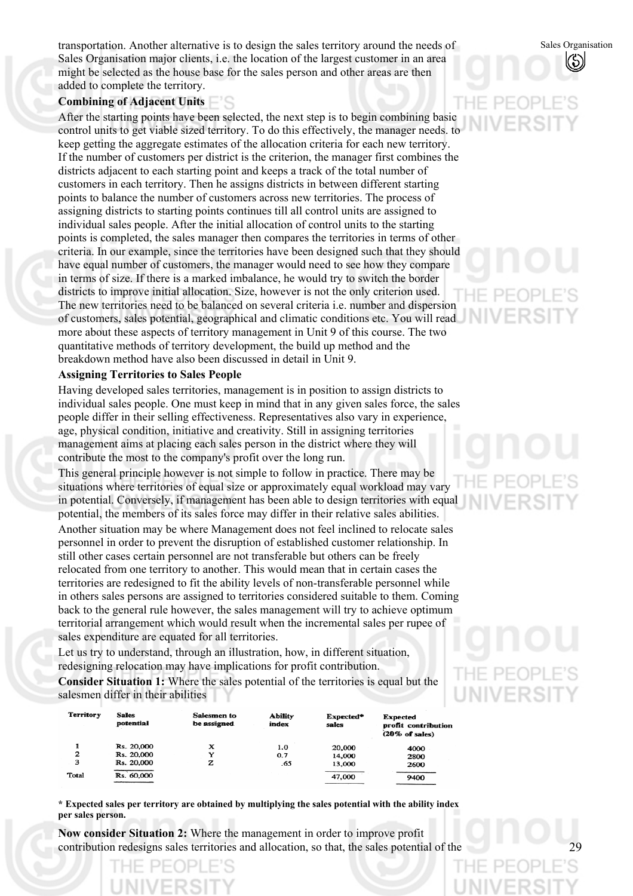transportation. Another alternative is to design the sales territory around the needs of Sales Organisation major clients, i.e. the location of the largest customer in an area might be selected as the house base for the sales person and other areas are then added to complete the territory.

**Combining of Adjacent Units**

After the starting points have been selected, the next step is to begin combining basic control units to get viable sized territory. To do this effectively, the manager needs. to keep getting the aggregate estimates of the allocation criteria for each new territory. If the number of customers per district is the criterion, the manager first combines the districts adjacent to each starting point and keeps a track of the total number of customers in each territory. Then he assigns districts in between different starting points to balance the number of customers across new territories. The process of assigning districts to starting points continues till all control units are assigned to individual sales people. After the initial allocation of control units to the starting points is completed, the sales manager then compares the territories in terms of other criteria. In our example, since the territories have been designed such that they should have equal number of customers, the manager would need to see how they compare in terms of size. If there is a marked imbalance, he would try to switch the border districts to improve initial allocation. Size, however is not the only criterion used. The new territories need to be balanced on several criteria i.e. number and dispersion of customers, sales potential, geographical and climatic conditions etc. You will read more about these aspects of territory management in Unit 9 of this course. The two quantitative methods of territory development, the build up method and the breakdown method have also been discussed in detail in Unit 9.

**Assigning Territories to Sales People**

Having developed sales territories, management is in position to assign districts to individual sales people. One must keep in mind that in any given sales force, the sales people differ in their selling effectiveness. Representatives also vary in experience, age, physical condition, initiative and creativity. Still in assigning territories management aims at placing each sales person in the district where they will contribute the most to the company's profit over the long run.

This general principle however is not simple to follow in practice. There may be situations where territories of equal size or approximately equal workload may vary in potential. Conversely, if management has been able to design territories with equal potential, the members of its sales force may differ in their relative sales abilities.

Another situation may be where Management does not feel inclined to relocate sales personnel in order to prevent the disruption of established customer relationship. In still other cases certain personnel are not transferable but others can be freely relocated from one territory to another. This would mean that in certain cases the territories are redesigned to fit the ability levels of non-transferable personnel while in others sales persons are assigned to territories considered suitable to them. Coming back to the general rule however, the sales management will try to achieve optimum territorial arrangement which would result when the incremental sales per rupee of sales expenditure are equated for all territories.

Let us try to understand, through an illustration, how, in different situation, redesigning relocation may have implications for profit contribution.

**Consider Situation 1:** Where the sales potential of the territories is equal but the salesmen differ in their abilities

| Territory | Sales potential | Salesmen to be assigned | Ability index | Expected* sales | Expected profit contribution (20% of sales) |
|---|---|---|---|---|---|
| 1 | Rs. 20,000 | X | 1.0 | 20,000 | 4000 |
| 2 | Rs. 20,000 | Y | 0.7 | 14,000 | 2800 |
| 3 | Rs. 20,000 | Z | .65 | 13,000 | 2600 |
| Total | Rs. 60,000 | | | 47,000 | 9400 |

**\* Expected sales per territory are obtained by multiplying the sales potential with the ability index per sales person.**

**Now consider Situation 2:** Where the management in order to improve profit contribution redesigns sales territories and allocation, so that, the sales potential of the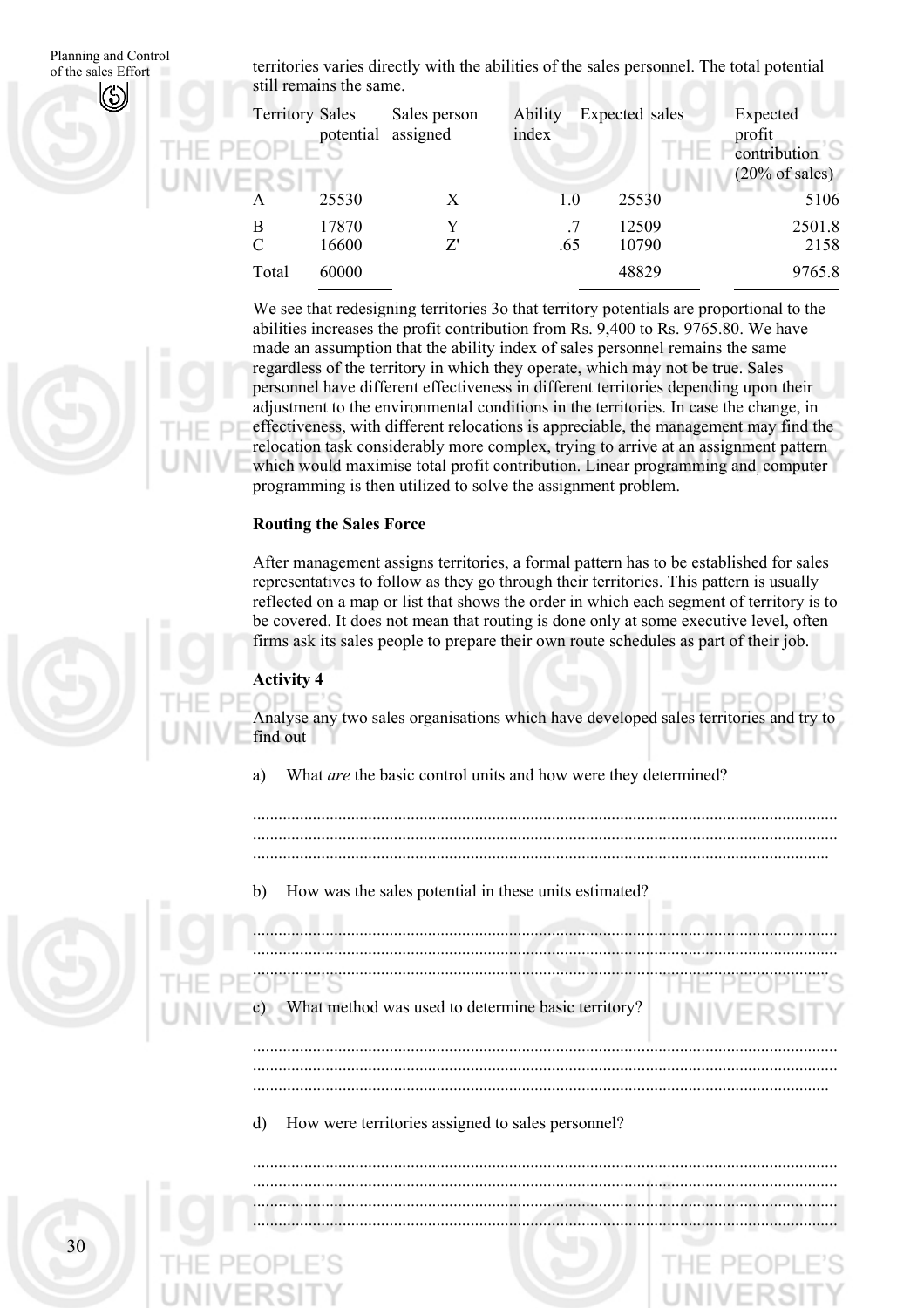territories varies directly with the abilities of the sales personnel. The total potential still remains the same.

| Territory | Sales potential | Sales person assigned | Ability index | Expected sales | Expected profit contribution (20% of sales) |
|---|---|---|---|---|---|
| A | 25530 | X | 1.0 | 25530 | 5106 |
| B | 17870 | Y | .7 | 12509 | 2501.8 |
| C | 16600 | Z' | .65 | 10790 | 2158 |
| Total | 60000 | | | 48829 | 9765.8 |

We see that redesigning territories 3o that territory potentials are proportional to the abilities increases the profit contribution from Rs. 9,400 to Rs. 9765.80. We have made an assumption that the ability index of sales personnel remains the same regardless of the territory in which they operate, which may not be true. Sales personnel have different effectiveness in different territories depending upon their adjustment to the environmental conditions in the territories. In case the change, in effectiveness, with different relocations is appreciable, the management may find the relocation task considerably more complex, trying to arrive at an assignment pattern which would maximise total profit contribution. Linear programming and computer programming is then utilized to solve the assignment problem.

**Routing the Sales Force**

After management assigns territories, a formal pattern has to be established for sales representatives to follow as they go through their territories. This pattern is usually reflected on a map or list that shows the order in which each segment of territory is to be covered. It does not mean that routing is done only at some executive level, often firms ask its sales people to prepare their own route schedules as part of their job.

**Activity 4**

Analyse any two sales organisations which have developed sales territories and try to find out

a) What *are* the basic control units and how were they determined?

.......................................................................................................................................
.......................................................................................................................................
.......................................................................................................................................

b) How was the sales potential in these units estimated?

.......................................................................................................................................
.......................................................................................................................................
.......................................................................................................................................

c) What method was used to determine basic territory?

.......................................................................................................................................
.......................................................................................................................................
.......................................................................................................................................

d) How were territories assigned to sales personnel?

.......................................................................................................................................
.......................................................................................................................................
.......................................................................................................................................
.......................................................................................................................................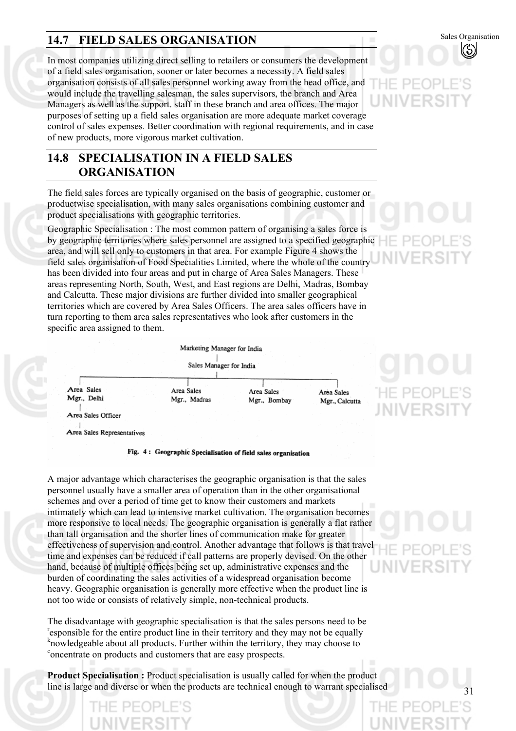## 14.7 FIELD SALES ORGANISATION

In most companies utilizing direct selling to retailers or consumers the development of a field sales organisation, sooner or later becomes a necessity. A field sales organisation consists of all sales personnel working away from the head office, and would include the travelling salesman, the sales supervisors, the branch and Area Managers as well as the support. staff in these branch and area offices. The major purposes of setting up a field sales organisation are more adequate market coverage control of sales expenses. Better coordination with regional requirements, and in case of new products, more vigorous market cultivation.

## 14.8 SPECIALISATION IN A FIELD SALES ORGANISATION

The field sales forces are typically organised on the basis of geographic, customer or productwise specialisation, with many sales organisations combining customer and product specialisations with geographic territories.

Geographic Specialisation : The most common pattern of organising a sales force is by geographic territories where sales personnel are assigned to a specified geographic area, and will sell only to customers in that area. For example Figure 4 shows the field sales organisation of Food Specialities Limited, where the whole of the country has been divided into four areas and put in charge of Area Sales Managers. These areas representing North, South, West, and East regions are Delhi, Madras, Bombay and Calcutta. These major divisions are further divided into smaller geographical territories which are covered by Area Sales Officers. The area sales officers have in turn reporting to them area sales representatives who look after customers in the specific area assigned to them.

```
                    Marketing Manager for India
                               |
                      Sales Manager for India
                               |
 ---------------------------------------------------------------
 |                     |                   |                   |
Area Sales           Area Sales          Area Sales          Area Sales
Mgr., Delhi          Mgr., Madras        Mgr., Bombay        Mgr., Calcutta
 |
Area Sales Officer
 |
Area Sales Representatives
```

**Fig. 4 : Geographic Specialisation of field sales organisation**

A major advantage which characterises the geographic organisation is that the sales personnel usually have a smaller area of operation than in the other organisational schemes and over a period of time get to know their customers and markets intimately which can lead to intensive market cultivation. The organisation becomes more responsive to local needs. The geographic organisation is generally a flat rather than tall organisation and the shorter lines of communication make for greater effectiveness of supervision and control. Another advantage that follows is that travel time and expenses can be reduced if call patterns are properly devised. On the other hand, because of multiple offices being set up, administrative expenses and the burden of coordinating the sales activities of a widespread organisation become heavy. Geographic organisation is generally more effective when the product line is not too wide or consists of relatively simple, non-technical products.

The disadvantage with geographic specialisation is that the sales persons need to be responsible for the entire product line in their territory and they may not be equally knowledgeable about all products. Further within the territory, they may choose to concentrate on products and customers that are easy prospects.

**Product Specialisation :** Product specialisation is usually called for when the product line is large and diverse or when the products are technical enough to warrant specialised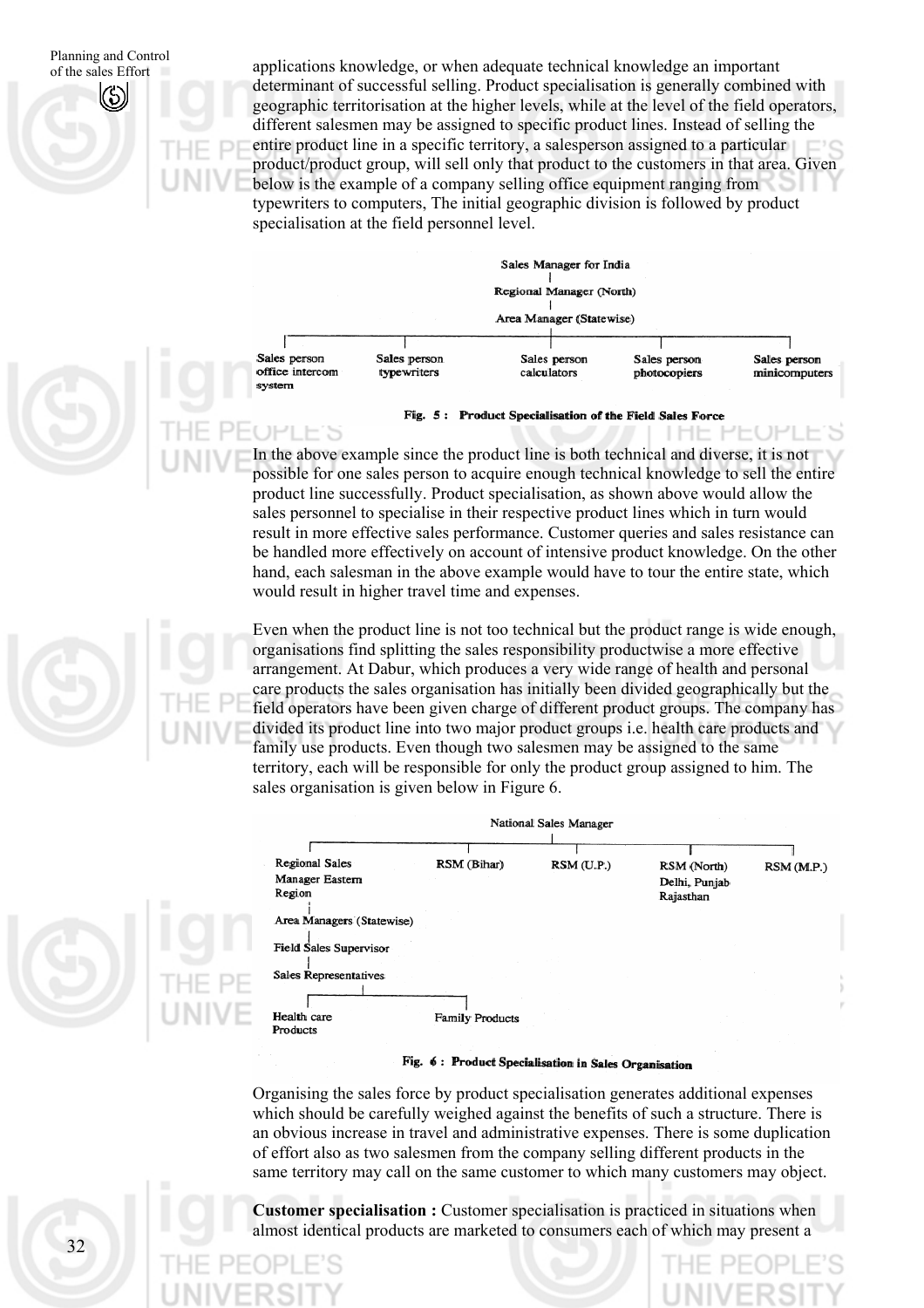applications knowledge, or when adequate technical knowledge an important determinant of successful selling. Product specialisation is generally combined with geographic territorisation at the higher levels, while at the level of the field operators, different salesmen may be assigned to specific product lines. Instead of selling the entire product line in a specific territory, a salesperson assigned to a particular product/product group, will sell only that product to the customers in that area. Given below is the example of a company selling office equipment ranging from typewriters to computers, The initial geographic division is followed by product specialisation at the field personnel level.

Sales Manager for India
|
Regional Manager (North)
|
Area Manager (Statewise)

| Sales person office intercom system | Sales person typewriters | Sales person calculators | Sales person photocopiers | Sales person minicomputers |
|---|---|---|---|---|

**Fig. 5 : Product Specialisation of the Field Sales Force**

In the above example since the product line is both technical and diverse, it is not possible for one sales person to acquire enough technical knowledge to sell the entire product line successfully. Product specialisation, as shown above would allow the sales personnel to specialise in their respective product lines which in turn would result in more effective sales performance. Customer queries and sales resistance can be handled more effectively on account of intensive product knowledge. On the other hand, each salesman in the above example would have to tour the entire state, which would result in higher travel time and expenses.

Even when the product line is not too technical but the product range is wide enough, organisations find splitting the sales responsibility productwise a more effective arrangement. At Dabur, which produces a very wide range of health and personal care products the sales organisation has initially been divided geographically but the field operators have been given charge of different product groups. The company has divided its product line into two major product groups i.e. health care products and family use products. Even though two salesmen may be assigned to the same territory, each will be responsible for only the product group assigned to him. The sales organisation is given below in Figure 6.

National Sales Manager

| Regional Sales Manager Eastern Region | RSM (Bihar) | RSM (U.P.) | RSM (North) Delhi, Punjab Rajasthan | RSM (M.P.) |
|---|---|---|---|---|

Regional Sales Manager Eastern Region
|
Area Managers (Statewise)
|
Field Sales Supervisor
|
Sales Representatives
|
Health care Products — Family Products

**Fig. 6 : Product Specialisation in Sales Organisation**

Organising the sales force by product specialisation generates additional expenses which should be carefully weighed against the benefits of such a structure. There is an obvious increase in travel and administrative expenses. There is some duplication of effort also as two salesmen from the company selling different products in the same territory may call on the same customer to which many customers may object.

**Customer specialisation :** Customer specialisation is practiced in situations when almost identical products are marketed to consumers each of which may present a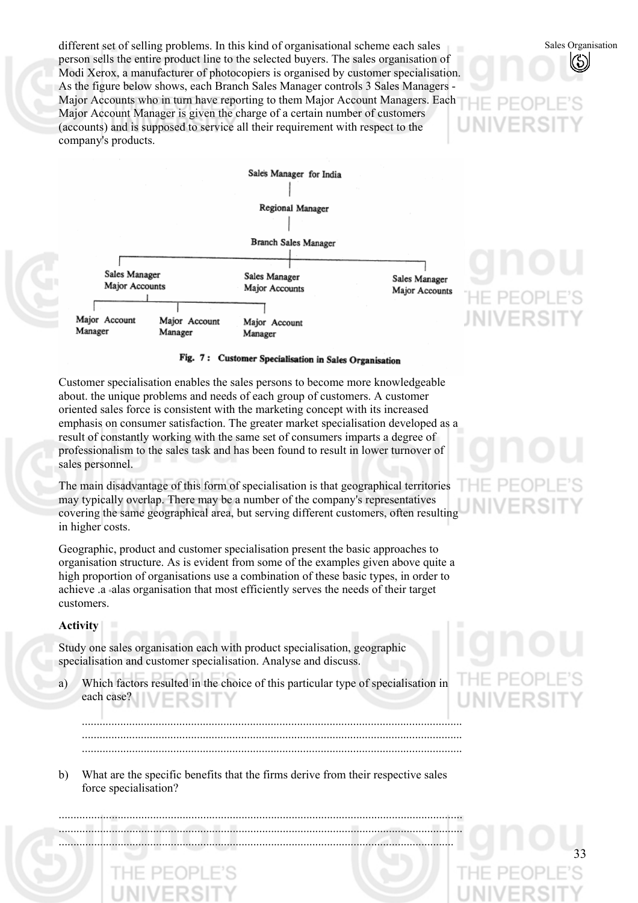different set of selling problems. In this kind of organisational scheme each sales person sells the entire product line to the selected buyers. The sales organisation of Modi Xerox, a manufacturer of photocopiers is organised by customer specialisation. As the figure below shows, each Branch Sales Manager controls 3 Sales Managers - Major Accounts who in turn have reporting to them Major Account Managers. Each Major Account Manager is given the charge of a certain number of customers (accounts) and is supposed to service all their requirement with respect to the company's products.

```
                          Sales Manager for India
                                    |
                             Regional Manager
                                    |
                           Branch Sales Manager
                                    |
        ------------------------------------------------------------
        |                           |                              |
  Sales Manager               Sales Manager                  Sales Manager
  Major Accounts              Major Accounts                 Major Accounts
        |
  ---------------------------------------------
  |                    |                      |
Major Account    Major Account         Major Account
Manager          Manager               Manager
```

**Fig. 7 : Customer Specialisation in Sales Organisation**

Customer specialisation enables the sales persons to become more knowledgeable about. the unique problems and needs of each group of customers. A customer oriented sales force is consistent with the marketing concept with its increased emphasis on consumer satisfaction. The greater market specialisation developed as a result of constantly working with the same set of consumers imparts a degree of professionalism to the sales task and has been found to result in lower turnover of sales personnel.

The main disadvantage of this form of specialisation is that geographical territories may typically overlap. There may be a number of the company's representatives covering the same geographical area, but serving different customers, often resulting in higher costs.

Geographic, product and customer specialisation present the basic approaches to organisation structure. As is evident from some of the examples given above quite a high proportion of organisations use a combination of these basic types, in order to achieve .a alas organisation that most efficiently serves the needs of their target customers.

**Activity**

Study one sales organisation each with product specialisation, geographic specialisation and customer specialisation. Analyse and discuss.

a) Which factors resulted in the choice of this particular type of specialisation in each case?

..............................................................................................................................
..............................................................................................................................
..............................................................................................................................

b) What are the specific benefits that the firms derive from their respective sales force specialisation?

..............................................................................................................................
..............................................................................................................................
..............................................................................................................................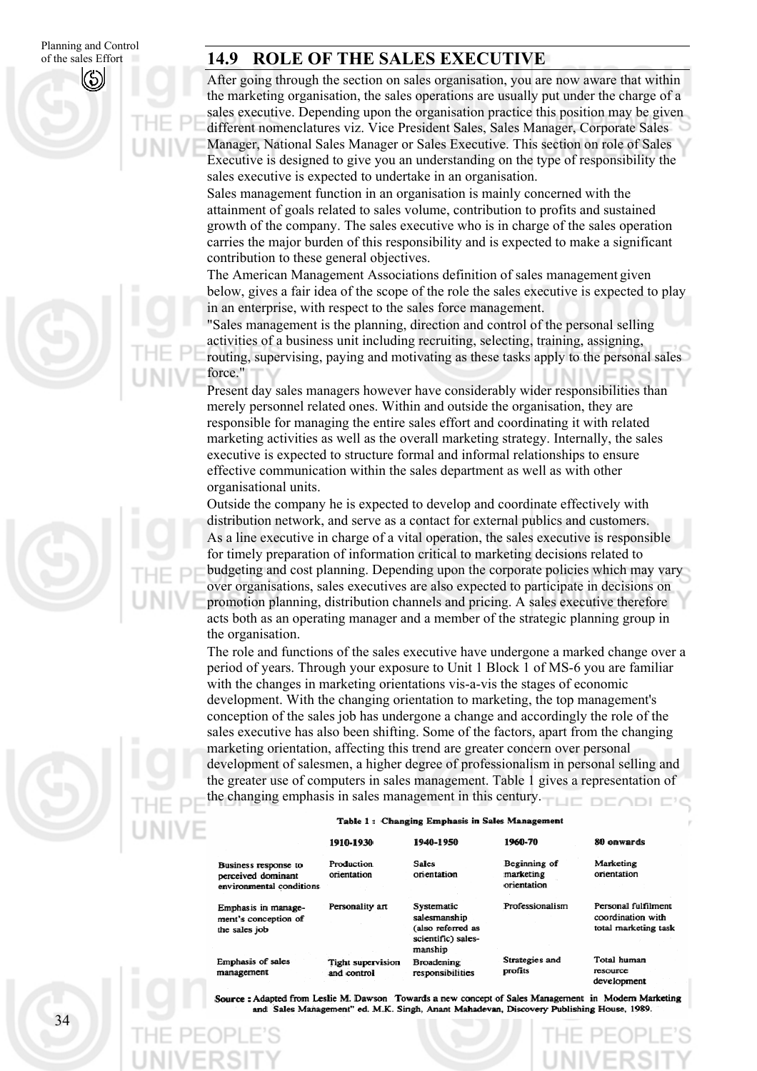## 14.9 ROLE OF THE SALES EXECUTIVE

After going through the section on sales organisation, you are now aware that within the marketing organisation, the sales operations are usually put under the charge of a sales executive. Depending upon the organisation practice this position may be given different nomenclatures viz. Vice President Sales, Sales Manager, Corporate Sales Manager, National Sales Manager or Sales Executive. This section on role of Sales Executive is designed to give you an understanding on the type of responsibility the sales executive is expected to undertake in an organisation.

Sales management function in an organisation is mainly concerned with the attainment of goals related to sales volume, contribution to profits and sustained growth of the company. The sales executive who is in charge of the sales operation carries the major burden of this responsibility and is expected to make a significant contribution to these general objectives.

The American Management Associations definition of sales management given below, gives a fair idea of the scope of the role the sales executive is expected to play in an enterprise, with respect to the sales force management.

"Sales management is the planning, direction and control of the personal selling activities of a business unit including recruiting, selecting, training, assigning, routing, supervising, paying and motivating as these tasks apply to the personal sales force."

Present day sales managers however have considerably wider responsibilities than merely personnel related ones. Within and outside the organisation, they are responsible for managing the entire sales effort and coordinating it with related marketing activities as well as the overall marketing strategy. Internally, the sales executive is expected to structure formal and informal relationships to ensure effective communication within the sales department as well as with other organisational units.

Outside the company he is expected to develop and coordinate effectively with distribution network, and serve as a contact for external publics and customers.

As a line executive in charge of a vital operation, the sales executive is responsible for timely preparation of information critical to marketing decisions related to budgeting and cost planning. Depending upon the corporate policies which may vary over organisations, sales executives are also expected to participate in decisions on promotion planning, distribution channels and pricing. A sales executive therefore acts both as an operating manager and a member of the strategic planning group in the organisation.

The role and functions of the sales executive have undergone a marked change over a period of years. Through your exposure to Unit 1 Block 1 of MS-6 you are familiar with the changes in marketing orientations vis-a-vis the stages of economic development. With the changing orientation to marketing, the top management's conception of the sales job has undergone a change and accordingly the role of the sales executive has also been shifting. Some of the factors, apart from the changing marketing orientation, affecting this trend are greater concern over personal development of salesmen, a higher degree of professionalism in personal selling and the greater use of computers in sales management. Table 1 gives a representation of the changing emphasis in sales management in this century.

**Table 1 : Changing Emphasis in Sales Management**

| | 1910-1930 | 1940-1950 | 1960-70 | 80 onwards |
|---|---|---|---|---|
| Business response to perceived dominant environmental conditions | Production orientation | Sales orientation | Beginning of marketing orientation | Marketing orientation |
| Emphasis in management's conception of the sales job | Personality art | Systematic salesmanship (also referred as scientific) salesmanship | Professionalism | Personal fulfilment coordination with total marketing task |
| Emphasis of sales management | Tight supervision and control | Broadening responsibilities | Strategies and profits | Total human resource development |

Source : Adapted from Leslie M. Dawson Towards a new concept of Sales Management in Modern Marketing and Sales Management" ed. M.K. Singh, Anant Mahadevan, Discovery Publishing House, 1989.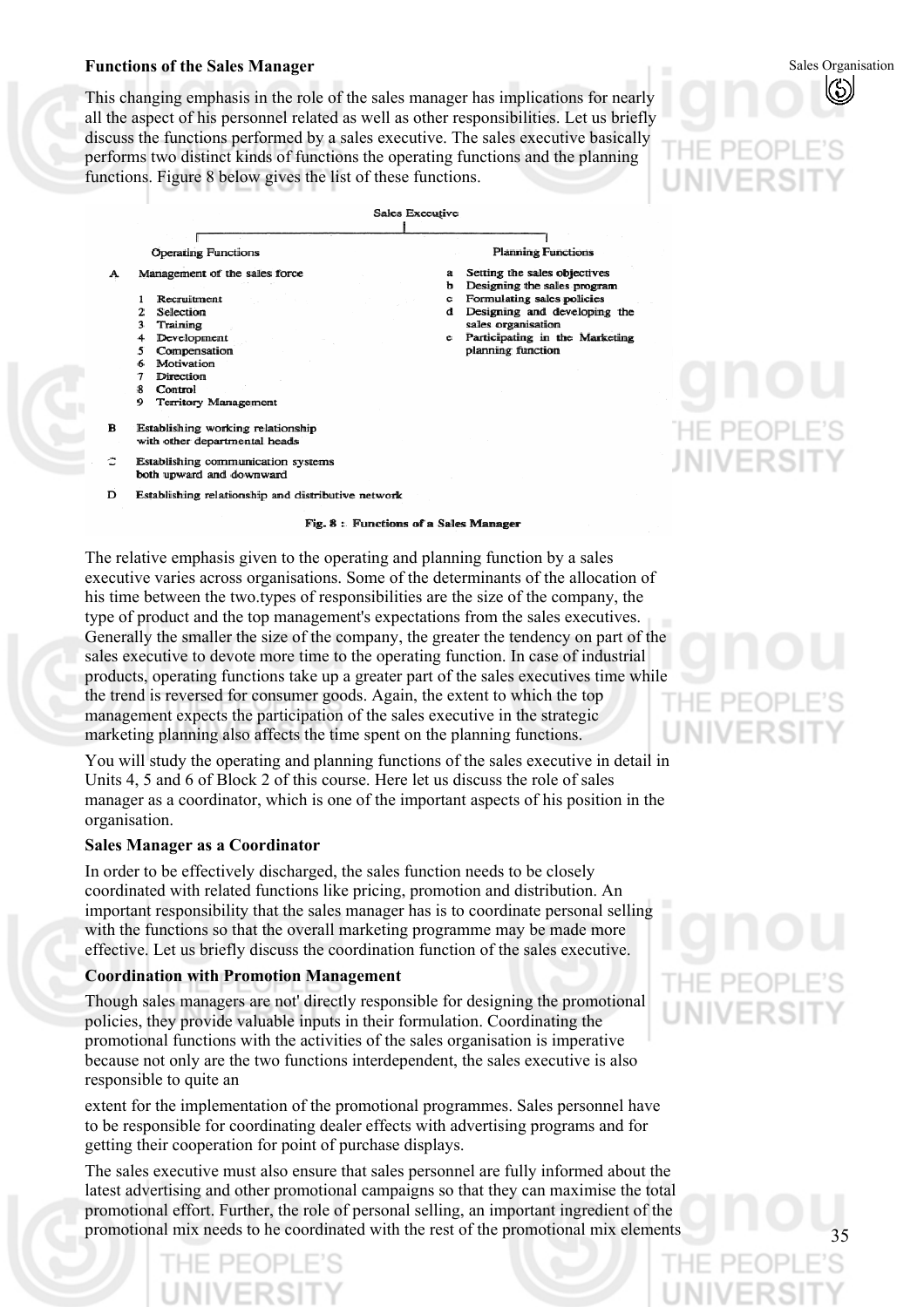**Functions of the Sales Manager**

This changing emphasis in the role of the sales manager has implications for nearly all the aspect of his personnel related as well as other responsibilities. Let us briefly discuss the functions performed by a sales executive. The sales executive basically performs two distinct kinds of functions the operating functions and the planning functions. Figure 8 below gives the list of these functions.

Sales Executive

**Operating Functions**

A Management of the sales force

1. Recruitment
2. Selection
3. Training
4. Development
5. Compensation
6. Motivation
7. Direction
8. Control
9. Territory Management

B Establishing working relationship with other departmental heads

C Establishing communication systems both upward and downward

D Establishing relationship and distributive network

**Planning Functions**

a Setting the sales objectives

b Designing the sales program

c Formulating sales policies

d Designing and developing the sales organisation

e Participating in the Marketing planning function

**Fig. 8 : Functions of a Sales Manager**

The relative emphasis given to the operating and planning function by a sales executive varies across organisations. Some of the determinants of the allocation of his time between the two.types of responsibilities are the size of the company, the type of product and the top management's expectations from the sales executives. Generally the smaller the size of the company, the greater the tendency on part of the sales executive to devote more time to the operating function. In case of industrial products, operating functions take up a greater part of the sales executives time while the trend is reversed for consumer goods. Again, the extent to which the top management expects the participation of the sales executive in the strategic marketing planning also affects the time spent on the planning functions.

You will study the operating and planning functions of the sales executive in detail in Units 4, 5 and 6 of Block 2 of this course. Here let us discuss the role of sales manager as a coordinator, which is one of the important aspects of his position in the organisation.

**Sales Manager as a Coordinator**

In order to be effectively discharged, the sales function needs to be closely coordinated with related functions like pricing, promotion and distribution. An important responsibility that the sales manager has is to coordinate personal selling with the functions so that the overall marketing programme may be made more effective. Let us briefly discuss the coordination function of the sales executive.

**Coordination with Promotion Management**

Though sales managers are not' directly responsible for designing the promotional policies, they provide valuable inputs in their formulation. Coordinating the promotional functions with the activities of the sales organisation is imperative because not only are the two functions interdependent, the sales executive is also responsible to quite an

extent for the implementation of the promotional programmes. Sales personnel have to be responsible for coordinating dealer effects with advertising programs and for getting their cooperation for point of purchase displays.

The sales executive must also ensure that sales personnel are fully informed about the latest advertising and other promotional campaigns so that they can maximise the total promotional effort. Further, the role of personal selling, an important ingredient of the promotional mix needs to he coordinated with the rest of the promotional mix elements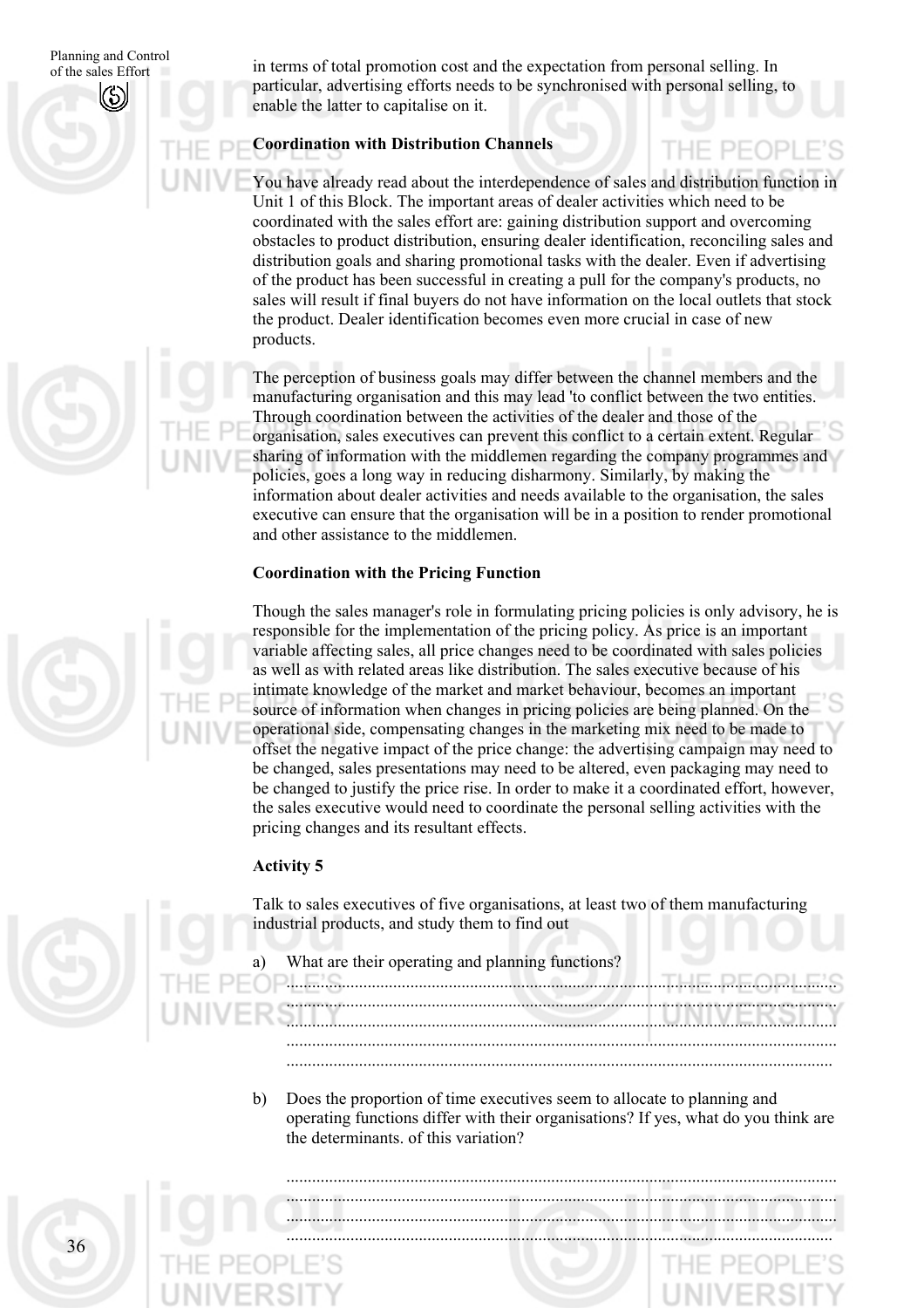in terms of total promotion cost and the expectation from personal selling. In particular, advertising efforts needs to be synchronised with personal selling, to enable the latter to capitalise on it.

**Coordination with Distribution Channels**

You have already read about the interdependence of sales and distribution function in Unit 1 of this Block. The important areas of dealer activities which need to be coordinated with the sales effort are: gaining distribution support and overcoming obstacles to product distribution, ensuring dealer identification, reconciling sales and distribution goals and sharing promotional tasks with the dealer. Even if advertising of the product has been successful in creating a pull for the company's products, no sales will result if final buyers do not have information on the local outlets that stock the product. Dealer identification becomes even more crucial in case of new products.

The perception of business goals may differ between the channel members and the manufacturing organisation and this may lead 'to conflict between the two entities. Through coordination between the activities of the dealer and those of the organisation, sales executives can prevent this conflict to a certain extent. Regular sharing of information with the middlemen regarding the company programmes and policies, goes a long way in reducing disharmony. Similarly, by making the information about dealer activities and needs available to the organisation, the sales executive can ensure that the organisation will be in a position to render promotional and other assistance to the middlemen.

**Coordination with the Pricing Function**

Though the sales manager's role in formulating pricing policies is only advisory, he is responsible for the implementation of the pricing policy. As price is an important variable affecting sales, all price changes need to be coordinated with sales policies as well as with related areas like distribution. The sales executive because of his intimate knowledge of the market and market behaviour, becomes an important source of information when changes in pricing policies are being planned. On the operational side, compensating changes in the marketing mix need to be made to offset the negative impact of the price change: the advertising campaign may need to be changed, sales presentations may need to be altered, even packaging may need to be changed to justify the price rise. In order to make it a coordinated effort, however, the sales executive would need to coordinate the personal selling activities with the pricing changes and its resultant effects.

**Activity 5**

Talk to sales executives of five organisations, at least two of them manufacturing industrial products, and study them to find out

a) What are their operating and planning functions?

..............................................................................................................................
..............................................................................................................................
..............................................................................................................................
..............................................................................................................................
..............................................................................................................................

b) Does the proportion of time executives seem to allocate to planning and operating functions differ with their organisations? If yes, what do you think are the determinants. of this variation?

..............................................................................................................................
..............................................................................................................................
..............................................................................................................................
..............................................................................................................................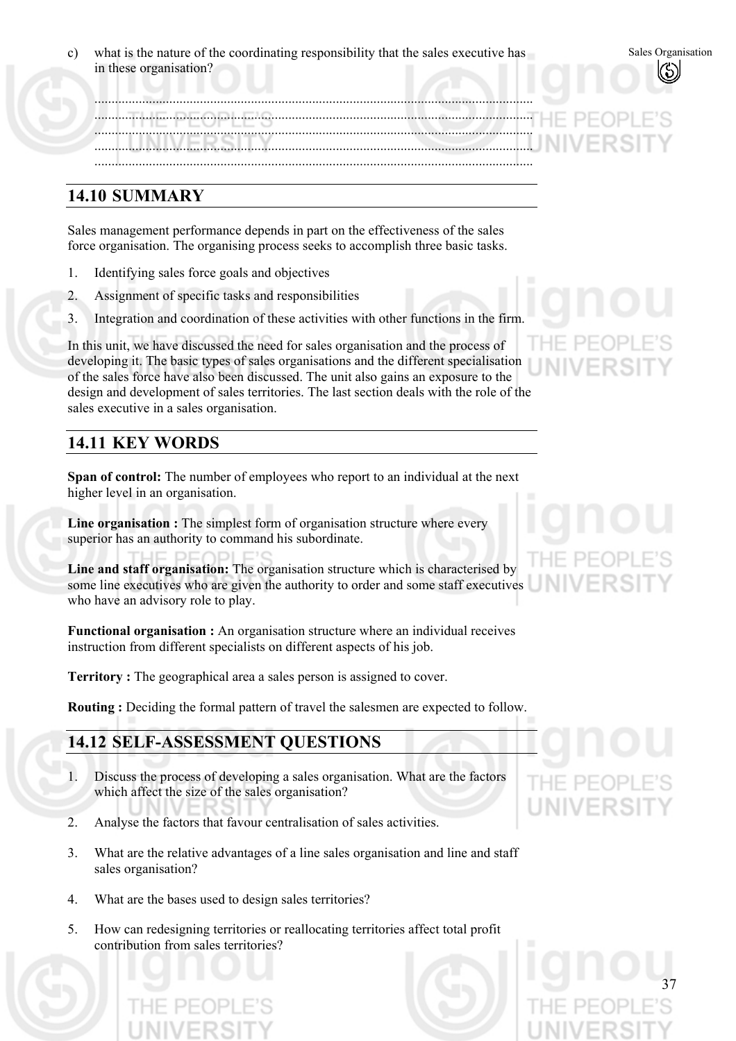c) what is the nature of the coordinating responsibility that the sales executive has in these organisation?

..................................................................................................................................
..................................................................................................................................
..................................................................................................................................
..................................................................................................................................
..................................................................................................................................

## 14.10 SUMMARY

Sales management performance depends in part on the effectiveness of the sales force organisation. The organising process seeks to accomplish three basic tasks.

1. Identifying sales force goals and objectives
2. Assignment of specific tasks and responsibilities
3. Integration and coordination of these activities with other functions in the firm.

In this unit, we have discussed the need for sales organisation and the process of developing it. The basic types of sales organisations and the different specialisation of the sales force have also been discussed. The unit also gains an exposure to the design and development of sales territories. The last section deals with the role of the sales executive in a sales organisation.

## 14.11 KEY WORDS

**Span of control:** The number of employees who report to an individual at the next higher level in an organisation.

**Line organisation :** The simplest form of organisation structure where every superior has an authority to command his subordinate.

**Line and staff organisation:** The organisation structure which is characterised by some line executives who are given the authority to order and some staff executives who have an advisory role to play.

**Functional organisation :** An organisation structure where an individual receives instruction from different specialists on different aspects of his job.

**Territory :** The geographical area a sales person is assigned to cover.

**Routing :** Deciding the formal pattern of travel the salesmen are expected to follow.

## 14.12 SELF-ASSESSMENT QUESTIONS

1. Discuss the process of developing a sales organisation. What are the factors which affect the size of the sales organisation?
2. Analyse the factors that favour centralisation of sales activities.
3. What are the relative advantages of a line sales organisation and line and staff sales organisation?
4. What are the bases used to design sales territories?
5. How can redesigning territories or reallocating territories affect total profit contribution from sales territories?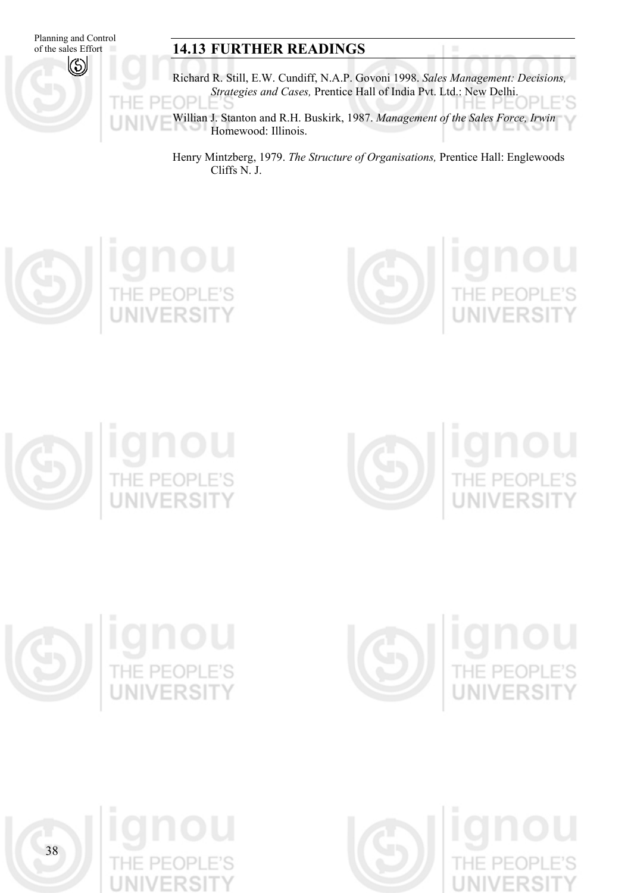## 14.13 FURTHER READINGS

Richard R. Still, E.W. Cundiff, N.A.P. Govoni 1998. *Sales Management: Decisions, Strategies and Cases,* Prentice Hall of India Pvt. Ltd.: New Delhi.

Willian J. Stanton and R.H. Buskirk, 1987. *Management of the Sales Force, Irwin* Homewood: Illinois.

Henry Mintzberg, 1979. *The Structure of Organisations,* Prentice Hall: Englewoods Cliffs N. J.